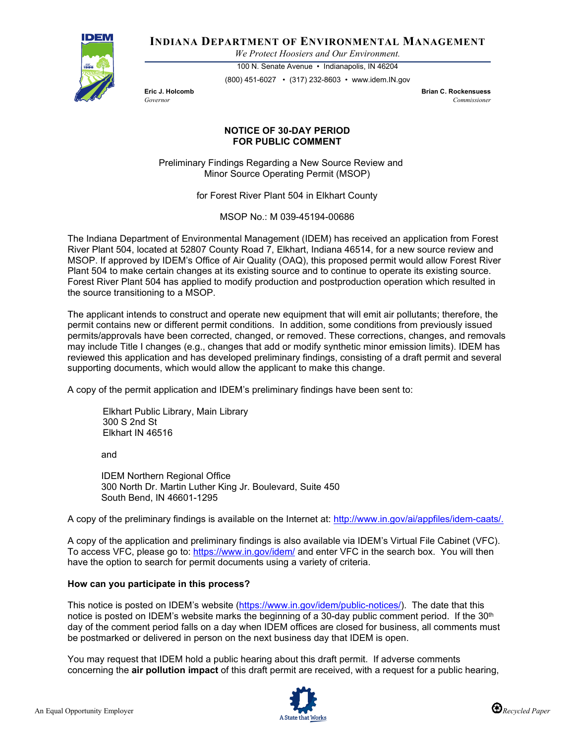**INDIANA DEPARTMENT OF ENVIRONMENTAL MANAGEMENT**

*We Protect Hoosiers and Our Environment.*

100 N. Senate Avenue • Indianapolis, IN 46204

(800) 451-6027 • (317) 232-8603 • www.idem.IN.gov

**Eric J. Holcomb**
*Governor*

**Brian C. Rockensuess**
*Commissioner*

## NOTICE OF 30-DAY PERIOD FOR PUBLIC COMMENT

Preliminary Findings Regarding a New Source Review and Minor Source Operating Permit (MSOP)

for Forest River Plant 504 in Elkhart County

MSOP No.: M 039-45194-00686

The Indiana Department of Environmental Management (IDEM) has received an application from Forest River Plant 504, located at 52807 County Road 7, Elkhart, Indiana 46514, for a new source review and MSOP. If approved by IDEM's Office of Air Quality (OAQ), this proposed permit would allow Forest River Plant 504 to make certain changes at its existing source and to continue to operate its existing source. Forest River Plant 504 has applied to modify production and postproduction operation which resulted in the source transitioning to a MSOP.

The applicant intends to construct and operate new equipment that will emit air pollutants; therefore, the permit contains new or different permit conditions. In addition, some conditions from previously issued permits/approvals have been corrected, changed, or removed. These corrections, changes, and removals may include Title I changes (e.g., changes that add or modify synthetic minor emission limits). IDEM has reviewed this application and has developed preliminary findings, consisting of a draft permit and several supporting documents, which would allow the applicant to make this change.

A copy of the permit application and IDEM's preliminary findings have been sent to:

Elkhart Public Library, Main Library
300 S 2nd St
Elkhart IN 46516

and

IDEM Northern Regional Office
300 North Dr. Martin Luther King Jr. Boulevard, Suite 450
South Bend, IN 46601-1295

A copy of the preliminary findings is available on the Internet at: http://www.in.gov/ai/appfiles/idem-caats/.

A copy of the application and preliminary findings is also available via IDEM's Virtual File Cabinet (VFC). To access VFC, please go to: https://www.in.gov/idem/ and enter VFC in the search box. You will then have the option to search for permit documents using a variety of criteria.

**How can you participate in this process?**

This notice is posted on IDEM's website (https://www.in.gov/idem/public-notices/). The date that this notice is posted on IDEM's website marks the beginning of a 30-day public comment period. If the 30th day of the comment period falls on a day when IDEM offices are closed for business, all comments must be postmarked or delivered in person on the next business day that IDEM is open.

You may request that IDEM hold a public hearing about this draft permit. If adverse comments concerning the **air pollution impact** of this draft permit are received, with a request for a public hearing,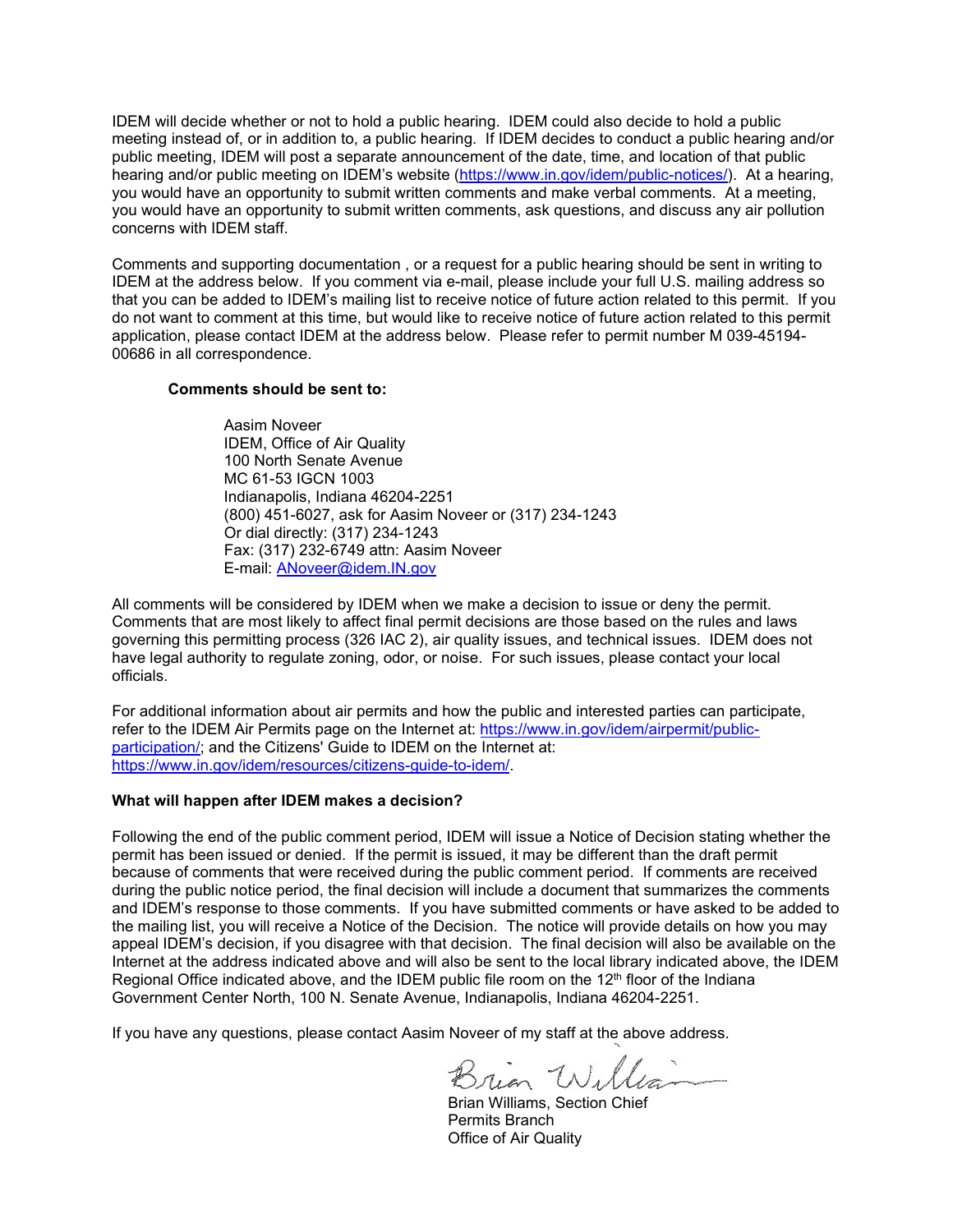IDEM will decide whether or not to hold a public hearing. IDEM could also decide to hold a public meeting instead of, or in addition to, a public hearing. If IDEM decides to conduct a public hearing and/or public meeting, IDEM will post a separate announcement of the date, time, and location of that public hearing and/or public meeting on IDEM's website (https://www.in.gov/idem/public-notices/). At a hearing, you would have an opportunity to submit written comments and make verbal comments. At a meeting, you would have an opportunity to submit written comments, ask questions, and discuss any air pollution concerns with IDEM staff.

Comments and supporting documentation , or a request for a public hearing should be sent in writing to IDEM at the address below. If you comment via e-mail, please include your full U.S. mailing address so that you can be added to IDEM's mailing list to receive notice of future action related to this permit. If you do not want to comment at this time, but would like to receive notice of future action related to this permit application, please contact IDEM at the address below. Please refer to permit number M 039-45194-00686 in all correspondence.

**Comments should be sent to:**

Aasim Noveer
IDEM, Office of Air Quality
100 North Senate Avenue
MC 61-53 IGCN 1003
Indianapolis, Indiana 46204-2251
(800) 451-6027, ask for Aasim Noveer or (317) 234-1243
Or dial directly: (317) 234-1243
Fax: (317) 232-6749 attn: Aasim Noveer
E-mail: ANoveer@idem.IN.gov

All comments will be considered by IDEM when we make a decision to issue or deny the permit. Comments that are most likely to affect final permit decisions are those based on the rules and laws governing this permitting process (326 IAC 2), air quality issues, and technical issues. IDEM does not have legal authority to regulate zoning, odor, or noise. For such issues, please contact your local officials.

For additional information about air permits and how the public and interested parties can participate, refer to the IDEM Air Permits page on the Internet at: https://www.in.gov/idem/airpermit/public-participation/; and the Citizens' Guide to IDEM on the Internet at: https://www.in.gov/idem/resources/citizens-guide-to-idem/.

**What will happen after IDEM makes a decision?**

Following the end of the public comment period, IDEM will issue a Notice of Decision stating whether the permit has been issued or denied. If the permit is issued, it may be different than the draft permit because of comments that were received during the public comment period. If comments are received during the public notice period, the final decision will include a document that summarizes the comments and IDEM's response to those comments. If you have submitted comments or have asked to be added to the mailing list, you will receive a Notice of the Decision. The notice will provide details on how you may appeal IDEM's decision, if you disagree with that decision. The final decision will also be available on the Internet at the address indicated above and will also be sent to the local library indicated above, the IDEM Regional Office indicated above, and the IDEM public file room on the 12th floor of the Indiana Government Center North, 100 N. Senate Avenue, Indianapolis, Indiana 46204-2251.

If you have any questions, please contact Aasim Noveer of my staff at the above address.

Brian Williams

Brian Williams, Section Chief
Permits Branch
Office of Air Quality